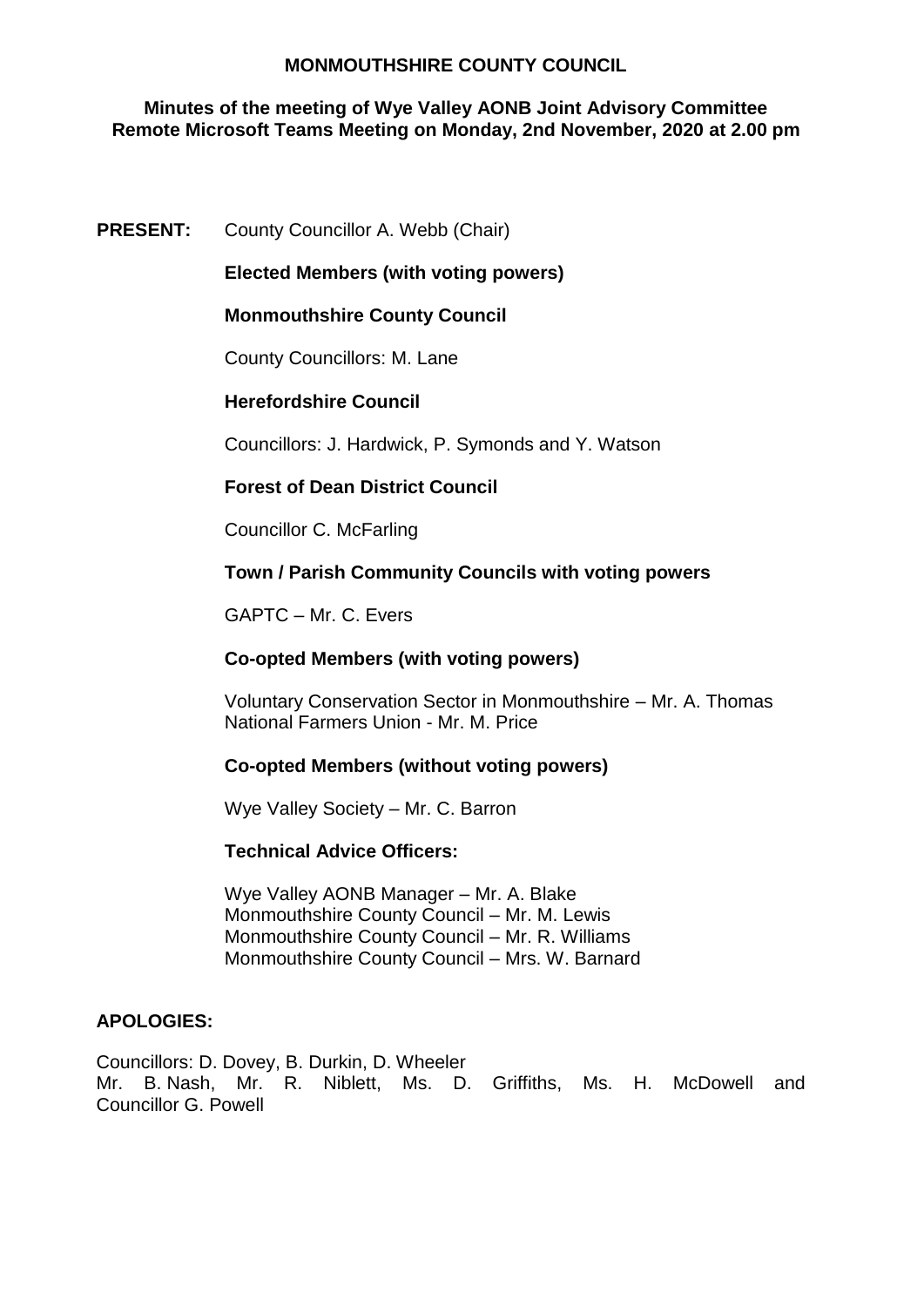**MONMOUTHSHIRE COUNTY COUNCIL**

**Minutes of the meeting of Wye Valley AONB Joint Advisory Committee Remote Microsoft Teams Meeting on Monday, 2nd November, 2020 at 2.00 pm**

**PRESENT:** County Councillor A. Webb (Chair)

**Elected Members (with voting powers)**

**Monmouthshire County Council**

County Councillors: M. Lane

**Herefordshire Council**

Councillors: J. Hardwick, P. Symonds and Y. Watson

**Forest of Dean District Council**

Councillor C. McFarling

**Town / Parish Community Councils with voting powers**

GAPTC – Mr. C. Evers

**Co-opted Members (with voting powers)**

Voluntary Conservation Sector in Monmouthshire – Mr. A. Thomas
National Farmers Union - Mr. M. Price

**Co-opted Members (without voting powers)**

Wye Valley Society – Mr. C. Barron

**Technical Advice Officers:**

Wye Valley AONB Manager – Mr. A. Blake
Monmouthshire County Council – Mr. M. Lewis
Monmouthshire County Council – Mr. R. Williams
Monmouthshire County Council – Mrs. W. Barnard

**APOLOGIES:**

Councillors: D. Dovey, B. Durkin, D. Wheeler
Mr. B. Nash, Mr. R. Niblett, Ms. D. Griffiths, Ms. H. McDowell and Councillor G. Powell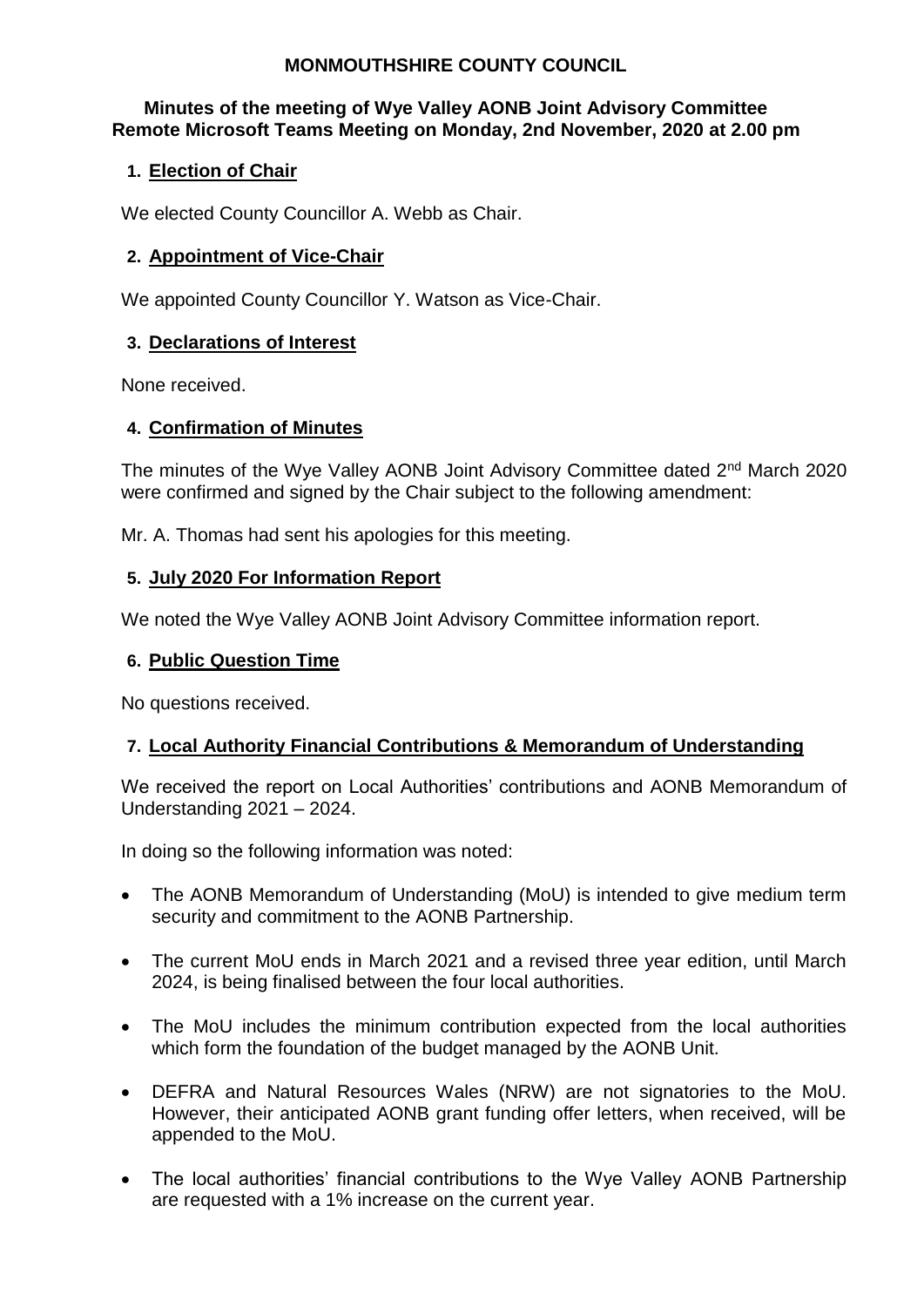**MONMOUTHSHIRE COUNTY COUNCIL**

**Minutes of the meeting of Wye Valley AONB Joint Advisory Committee Remote Microsoft Teams Meeting on Monday, 2nd November, 2020 at 2.00 pm**

1. **Election of Chair**

We elected County Councillor A. Webb as Chair.

2. **Appointment of Vice-Chair**

We appointed County Councillor Y. Watson as Vice-Chair.

3. **Declarations of Interest**

None received.

4. **Confirmation of Minutes**

The minutes of the Wye Valley AONB Joint Advisory Committee dated 2nd March 2020 were confirmed and signed by the Chair subject to the following amendment:

Mr. A. Thomas had sent his apologies for this meeting.

5. **July 2020 For Information Report**

We noted the Wye Valley AONB Joint Advisory Committee information report.

6. **Public Question Time**

No questions received.

7. **Local Authority Financial Contributions & Memorandum of Understanding**

We received the report on Local Authorities' contributions and AONB Memorandum of Understanding 2021 – 2024.

In doing so the following information was noted:

- The AONB Memorandum of Understanding (MoU) is intended to give medium term security and commitment to the AONB Partnership.
- The current MoU ends in March 2021 and a revised three year edition, until March 2024, is being finalised between the four local authorities.
- The MoU includes the minimum contribution expected from the local authorities which form the foundation of the budget managed by the AONB Unit.
- DEFRA and Natural Resources Wales (NRW) are not signatories to the MoU. However, their anticipated AONB grant funding offer letters, when received, will be appended to the MoU.
- The local authorities' financial contributions to the Wye Valley AONB Partnership are requested with a 1% increase on the current year.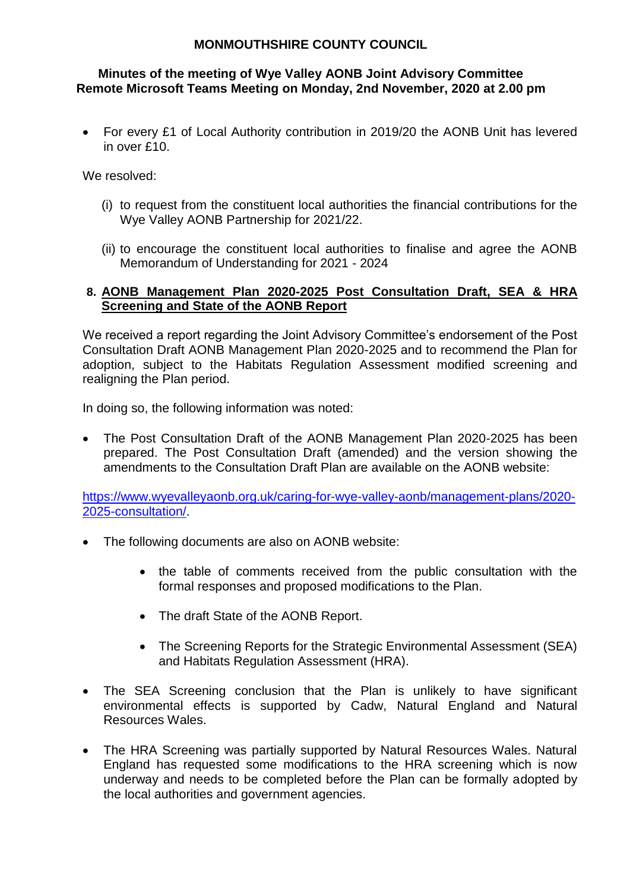**MONMOUTHSHIRE COUNTY COUNCIL**

**Minutes of the meeting of Wye Valley AONB Joint Advisory Committee Remote Microsoft Teams Meeting on Monday, 2nd November, 2020 at 2.00 pm**

- For every £1 of Local Authority contribution in 2019/20 the AONB Unit has levered in over £10.

We resolved:

(i) to request from the constituent local authorities the financial contributions for the Wye Valley AONB Partnership for 2021/22.

(ii) to encourage the constituent local authorities to finalise and agree the AONB Memorandum of Understanding for 2021 - 2024

**8. <u>AONB Management Plan 2020-2025 Post Consultation Draft, SEA & HRA Screening and State of the AONB Report</u>**

We received a report regarding the Joint Advisory Committee's endorsement of the Post Consultation Draft AONB Management Plan 2020-2025 and to recommend the Plan for adoption, subject to the Habitats Regulation Assessment modified screening and realigning the Plan period.

In doing so, the following information was noted:

- The Post Consultation Draft of the AONB Management Plan 2020-2025 has been prepared. The Post Consultation Draft (amended) and the version showing the amendments to the Consultation Draft Plan are available on the AONB website:

https://www.wyevalleyaonb.org.uk/caring-for-wye-valley-aonb/management-plans/2020-2025-consultation/.

- The following documents are also on AONB website:
  - the table of comments received from the public consultation with the formal responses and proposed modifications to the Plan.
  - The draft State of the AONB Report.
  - The Screening Reports for the Strategic Environmental Assessment (SEA) and Habitats Regulation Assessment (HRA).
- The SEA Screening conclusion that the Plan is unlikely to have significant environmental effects is supported by Cadw, Natural England and Natural Resources Wales.
- The HRA Screening was partially supported by Natural Resources Wales. Natural England has requested some modifications to the HRA screening which is now underway and needs to be completed before the Plan can be formally adopted by the local authorities and government agencies.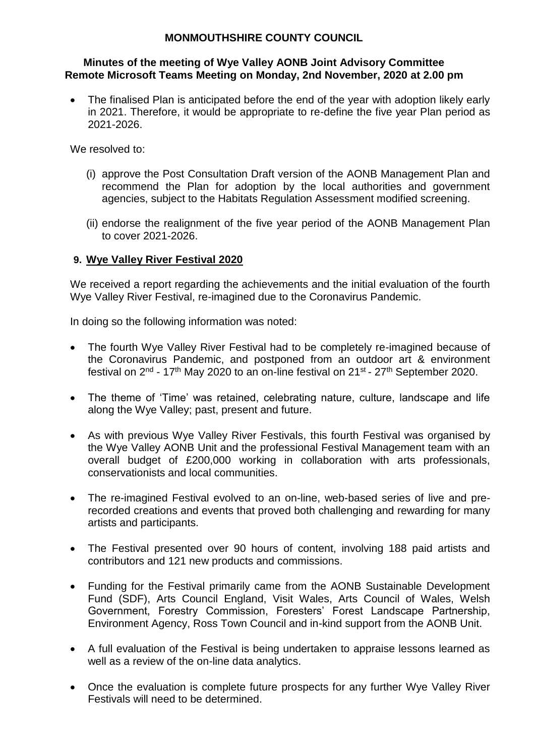**MONMOUTHSHIRE COUNTY COUNCIL**

**Minutes of the meeting of Wye Valley AONB Joint Advisory Committee Remote Microsoft Teams Meeting on Monday, 2nd November, 2020 at 2.00 pm**

- The finalised Plan is anticipated before the end of the year with adoption likely early in 2021. Therefore, it would be appropriate to re-define the five year Plan period as 2021-2026.

We resolved to:

(i) approve the Post Consultation Draft version of the AONB Management Plan and recommend the Plan for adoption by the local authorities and government agencies, subject to the Habitats Regulation Assessment modified screening.

(ii) endorse the realignment of the five year period of the AONB Management Plan to cover 2021-2026.

## 9. Wye Valley River Festival 2020

We received a report regarding the achievements and the initial evaluation of the fourth Wye Valley River Festival, re-imagined due to the Coronavirus Pandemic.

In doing so the following information was noted:

- The fourth Wye Valley River Festival had to be completely re-imagined because of the Coronavirus Pandemic, and postponed from an outdoor art & environment festival on 2nd - 17th May 2020 to an on-line festival on 21st - 27th September 2020.
- The theme of 'Time' was retained, celebrating nature, culture, landscape and life along the Wye Valley; past, present and future.
- As with previous Wye Valley River Festivals, this fourth Festival was organised by the Wye Valley AONB Unit and the professional Festival Management team with an overall budget of £200,000 working in collaboration with arts professionals, conservationists and local communities.
- The re-imagined Festival evolved to an on-line, web-based series of live and pre-recorded creations and events that proved both challenging and rewarding for many artists and participants.
- The Festival presented over 90 hours of content, involving 188 paid artists and contributors and 121 new products and commissions.
- Funding for the Festival primarily came from the AONB Sustainable Development Fund (SDF), Arts Council England, Visit Wales, Arts Council of Wales, Welsh Government, Forestry Commission, Foresters' Forest Landscape Partnership, Environment Agency, Ross Town Council and in-kind support from the AONB Unit.
- A full evaluation of the Festival is being undertaken to appraise lessons learned as well as a review of the on-line data analytics.
- Once the evaluation is complete future prospects for any further Wye Valley River Festivals will need to be determined.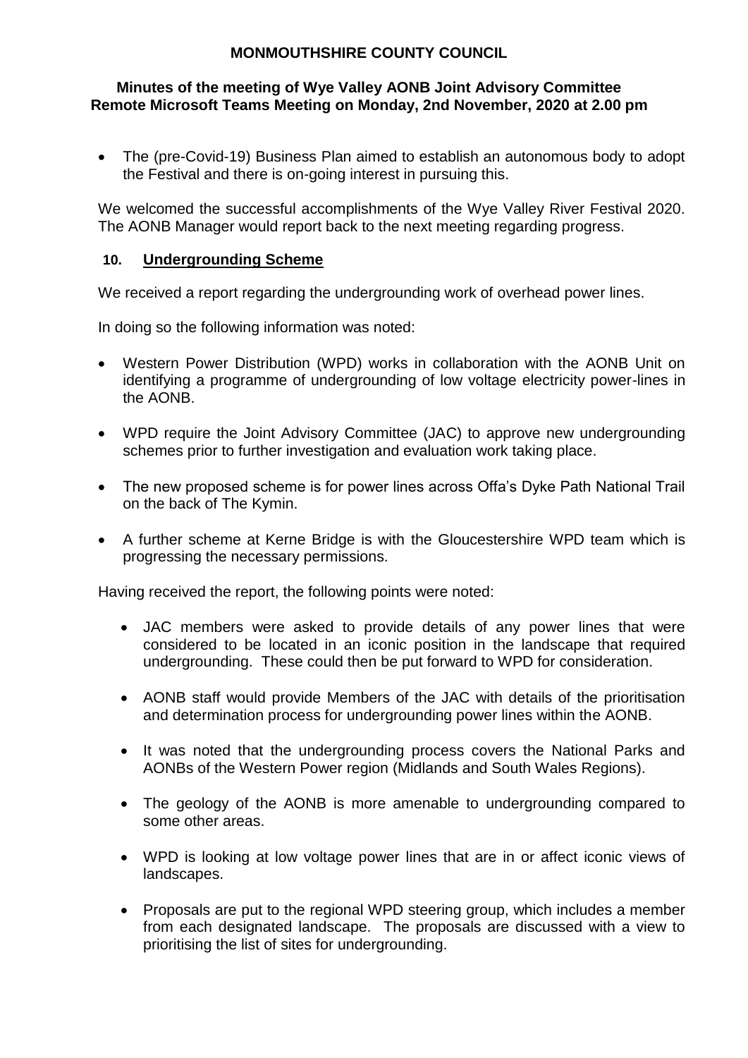# MONMOUTHSHIRE COUNTY COUNCIL

## Minutes of the meeting of Wye Valley AONB Joint Advisory Committee Remote Microsoft Teams Meeting on Monday, 2nd November, 2020 at 2.00 pm

- The (pre-Covid-19) Business Plan aimed to establish an autonomous body to adopt the Festival and there is on-going interest in pursuing this.

We welcomed the successful accomplishments of the Wye Valley River Festival 2020. The AONB Manager would report back to the next meeting regarding progress.

### 10. Undergrounding Scheme

We received a report regarding the undergrounding work of overhead power lines.

In doing so the following information was noted:

- Western Power Distribution (WPD) works in collaboration with the AONB Unit on identifying a programme of undergrounding of low voltage electricity power-lines in the AONB.
- WPD require the Joint Advisory Committee (JAC) to approve new undergrounding schemes prior to further investigation and evaluation work taking place.
- The new proposed scheme is for power lines across Offa's Dyke Path National Trail on the back of The Kymin.
- A further scheme at Kerne Bridge is with the Gloucestershire WPD team which is progressing the necessary permissions.

Having received the report, the following points were noted:

- JAC members were asked to provide details of any power lines that were considered to be located in an iconic position in the landscape that required undergrounding. These could then be put forward to WPD for consideration.
- AONB staff would provide Members of the JAC with details of the prioritisation and determination process for undergrounding power lines within the AONB.
- It was noted that the undergrounding process covers the National Parks and AONBs of the Western Power region (Midlands and South Wales Regions).
- The geology of the AONB is more amenable to undergrounding compared to some other areas.
- WPD is looking at low voltage power lines that are in or affect iconic views of landscapes.
- Proposals are put to the regional WPD steering group, which includes a member from each designated landscape. The proposals are discussed with a view to prioritising the list of sites for undergrounding.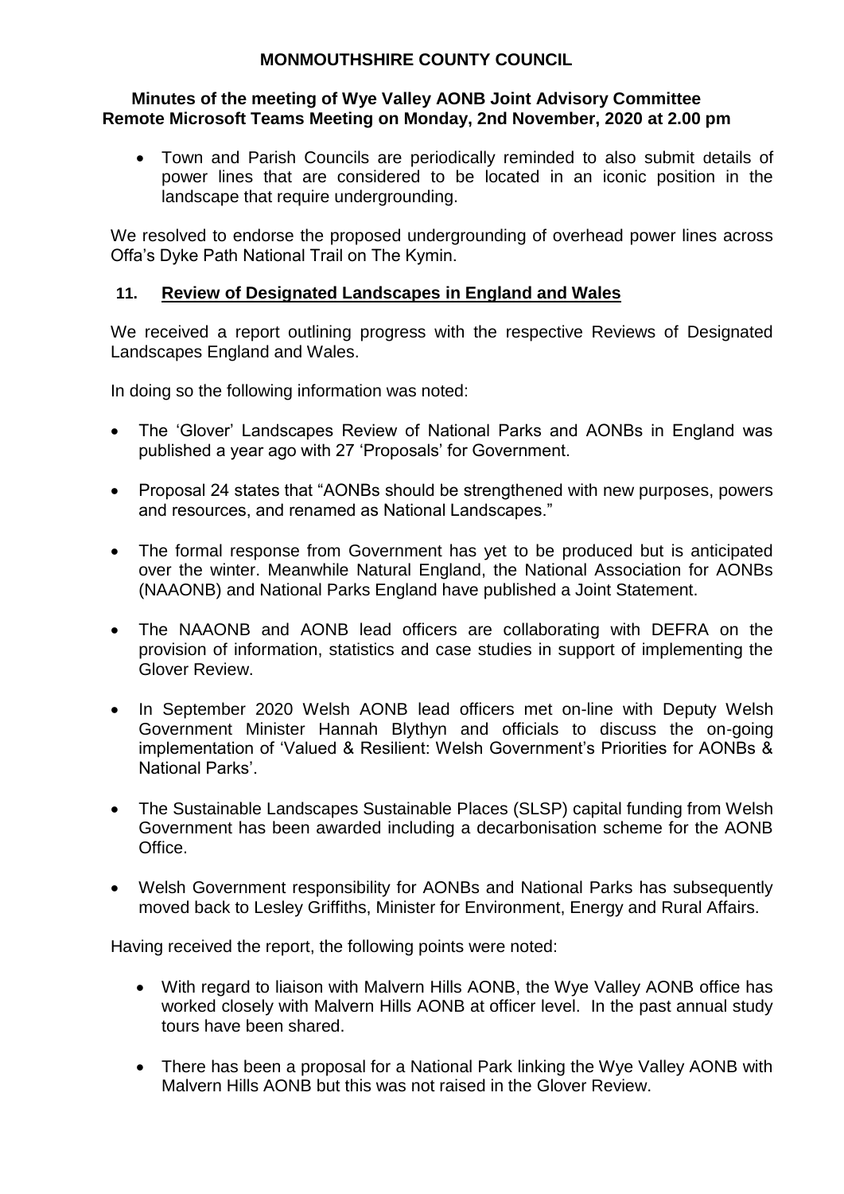- Town and Parish Councils are periodically reminded to also submit details of power lines that are considered to be located in an iconic position in the landscape that require undergrounding.

We resolved to endorse the proposed undergrounding of overhead power lines across Offa's Dyke Path National Trail on The Kymin.

## 11. Review of Designated Landscapes in England and Wales

We received a report outlining progress with the respective Reviews of Designated Landscapes England and Wales.

In doing so the following information was noted:

- The 'Glover' Landscapes Review of National Parks and AONBs in England was published a year ago with 27 'Proposals' for Government.
- Proposal 24 states that "AONBs should be strengthened with new purposes, powers and resources, and renamed as National Landscapes."
- The formal response from Government has yet to be produced but is anticipated over the winter. Meanwhile Natural England, the National Association for AONBs (NAAONB) and National Parks England have published a Joint Statement.
- The NAAONB and AONB lead officers are collaborating with DEFRA on the provision of information, statistics and case studies in support of implementing the Glover Review.
- In September 2020 Welsh AONB lead officers met on-line with Deputy Welsh Government Minister Hannah Blythyn and officials to discuss the on-going implementation of 'Valued & Resilient: Welsh Government's Priorities for AONBs & National Parks'.
- The Sustainable Landscapes Sustainable Places (SLSP) capital funding from Welsh Government has been awarded including a decarbonisation scheme for the AONB Office.
- Welsh Government responsibility for AONBs and National Parks has subsequently moved back to Lesley Griffiths, Minister for Environment, Energy and Rural Affairs.

Having received the report, the following points were noted:

- With regard to liaison with Malvern Hills AONB, the Wye Valley AONB office has worked closely with Malvern Hills AONB at officer level. In the past annual study tours have been shared.
- There has been a proposal for a National Park linking the Wye Valley AONB with Malvern Hills AONB but this was not raised in the Glover Review.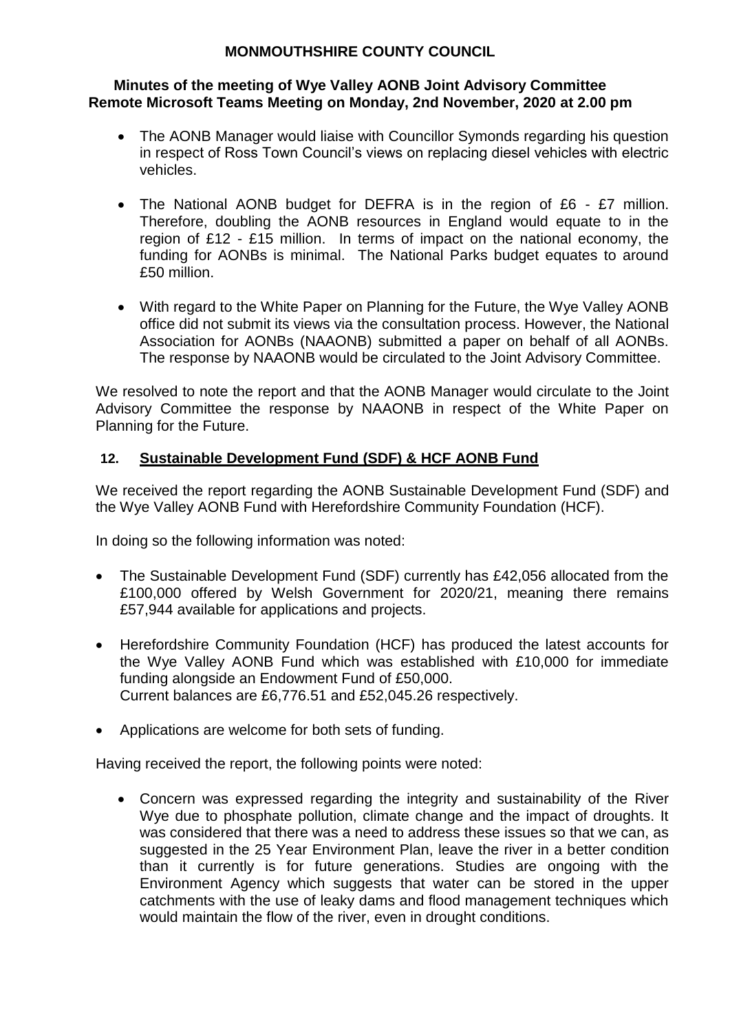**MONMOUTHSHIRE COUNTY COUNCIL**

**Minutes of the meeting of Wye Valley AONB Joint Advisory Committee Remote Microsoft Teams Meeting on Monday, 2nd November, 2020 at 2.00 pm**

- The AONB Manager would liaise with Councillor Symonds regarding his question in respect of Ross Town Council's views on replacing diesel vehicles with electric vehicles.
- The National AONB budget for DEFRA is in the region of £6 - £7 million. Therefore, doubling the AONB resources in England would equate to in the region of £12 - £15 million. In terms of impact on the national economy, the funding for AONBs is minimal. The National Parks budget equates to around £50 million.
- With regard to the White Paper on Planning for the Future, the Wye Valley AONB office did not submit its views via the consultation process. However, the National Association for AONBs (NAAONB) submitted a paper on behalf of all AONBs. The response by NAAONB would be circulated to the Joint Advisory Committee.

We resolved to note the report and that the AONB Manager would circulate to the Joint Advisory Committee the response by NAAONB in respect of the White Paper on Planning for the Future.

## 12. Sustainable Development Fund (SDF) & HCF AONB Fund

We received the report regarding the AONB Sustainable Development Fund (SDF) and the Wye Valley AONB Fund with Herefordshire Community Foundation (HCF).

In doing so the following information was noted:

- The Sustainable Development Fund (SDF) currently has £42,056 allocated from the £100,000 offered by Welsh Government for 2020/21, meaning there remains £57,944 available for applications and projects.
- Herefordshire Community Foundation (HCF) has produced the latest accounts for the Wye Valley AONB Fund which was established with £10,000 for immediate funding alongside an Endowment Fund of £50,000.
  Current balances are £6,776.51 and £52,045.26 respectively.
- Applications are welcome for both sets of funding.

Having received the report, the following points were noted:

- Concern was expressed regarding the integrity and sustainability of the River Wye due to phosphate pollution, climate change and the impact of droughts. It was considered that there was a need to address these issues so that we can, as suggested in the 25 Year Environment Plan, leave the river in a better condition than it currently is for future generations. Studies are ongoing with the Environment Agency which suggests that water can be stored in the upper catchments with the use of leaky dams and flood management techniques which would maintain the flow of the river, even in drought conditions.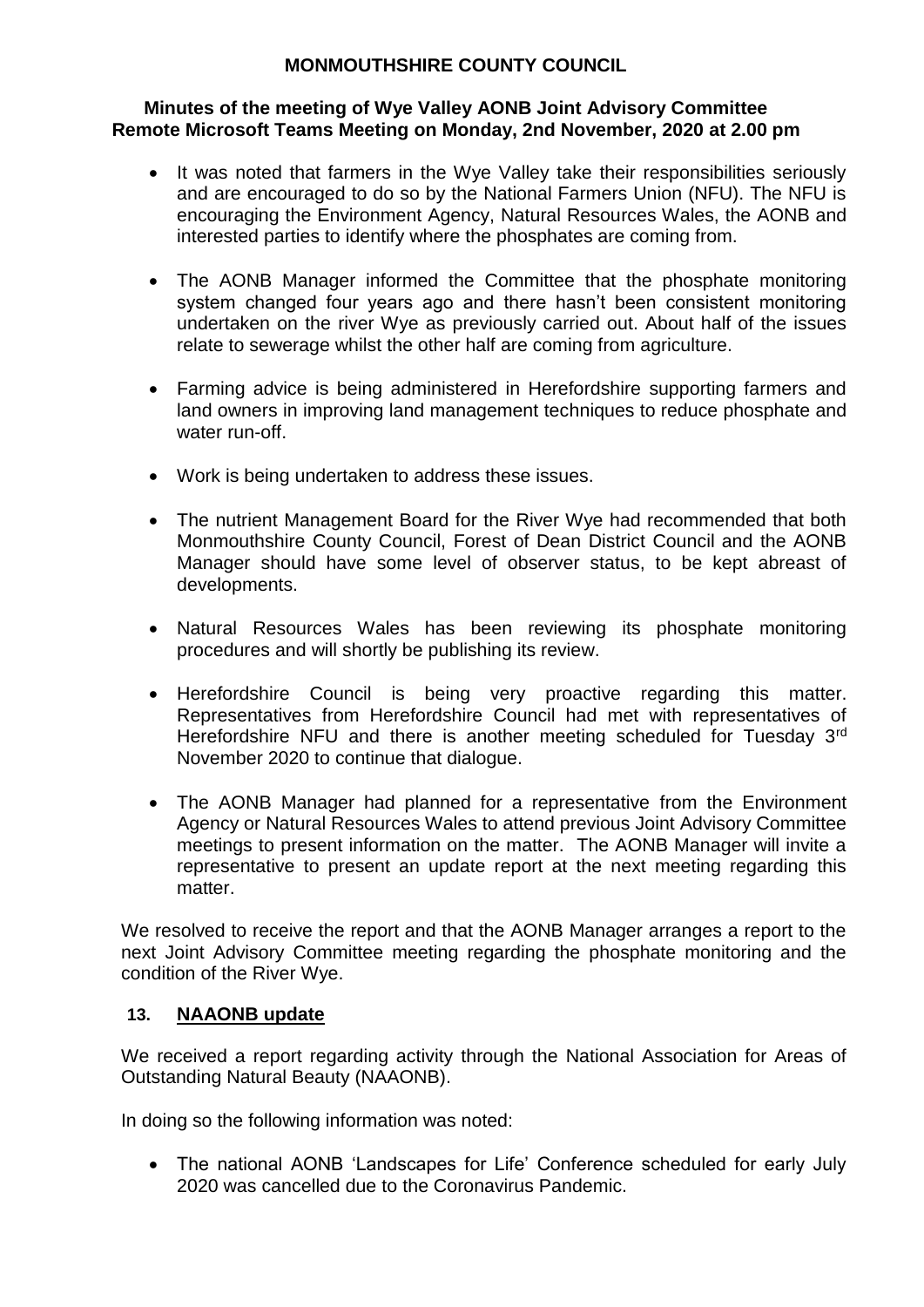**MONMOUTHSHIRE COUNTY COUNCIL**

**Minutes of the meeting of Wye Valley AONB Joint Advisory Committee Remote Microsoft Teams Meeting on Monday, 2nd November, 2020 at 2.00 pm**

- It was noted that farmers in the Wye Valley take their responsibilities seriously and are encouraged to do so by the National Farmers Union (NFU). The NFU is encouraging the Environment Agency, Natural Resources Wales, the AONB and interested parties to identify where the phosphates are coming from.

- The AONB Manager informed the Committee that the phosphate monitoring system changed four years ago and there hasn't been consistent monitoring undertaken on the river Wye as previously carried out. About half of the issues relate to sewerage whilst the other half are coming from agriculture.

- Farming advice is being administered in Herefordshire supporting farmers and land owners in improving land management techniques to reduce phosphate and water run-off.

- Work is being undertaken to address these issues.

- The nutrient Management Board for the River Wye had recommended that both Monmouthshire County Council, Forest of Dean District Council and the AONB Manager should have some level of observer status, to be kept abreast of developments.

- Natural Resources Wales has been reviewing its phosphate monitoring procedures and will shortly be publishing its review.

- Herefordshire Council is being very proactive regarding this matter. Representatives from Herefordshire Council had met with representatives of Herefordshire NFU and there is another meeting scheduled for Tuesday 3rd November 2020 to continue that dialogue.

- The AONB Manager had planned for a representative from the Environment Agency or Natural Resources Wales to attend previous Joint Advisory Committee meetings to present information on the matter. The AONB Manager will invite a representative to present an update report at the next meeting regarding this matter.

We resolved to receive the report and that the AONB Manager arranges a report to the next Joint Advisory Committee meeting regarding the phosphate monitoring and the condition of the River Wye.

## 13. NAAONB update

We received a report regarding activity through the National Association for Areas of Outstanding Natural Beauty (NAAONB).

In doing so the following information was noted:

- The national AONB 'Landscapes for Life' Conference scheduled for early July 2020 was cancelled due to the Coronavirus Pandemic.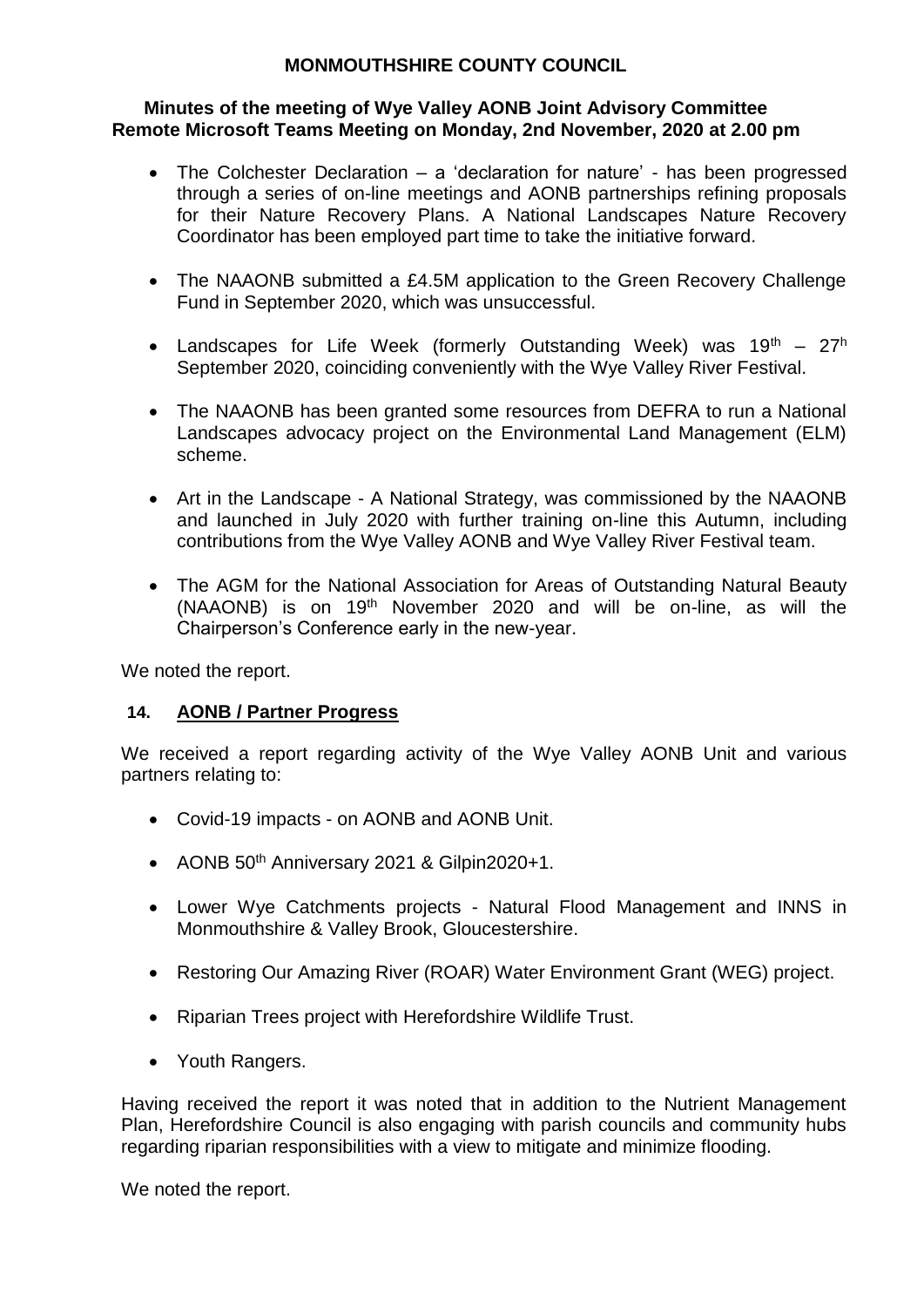**MONMOUTHSHIRE COUNTY COUNCIL**

**Minutes of the meeting of Wye Valley AONB Joint Advisory Committee Remote Microsoft Teams Meeting on Monday, 2nd November, 2020 at 2.00 pm**

- The Colchester Declaration – a 'declaration for nature' - has been progressed through a series of on-line meetings and AONB partnerships refining proposals for their Nature Recovery Plans. A National Landscapes Nature Recovery Coordinator has been employed part time to take the initiative forward.

- The NAAONB submitted a £4.5M application to the Green Recovery Challenge Fund in September 2020, which was unsuccessful.

- Landscapes for Life Week (formerly Outstanding Week) was 19th – 27th September 2020, coinciding conveniently with the Wye Valley River Festival.

- The NAAONB has been granted some resources from DEFRA to run a National Landscapes advocacy project on the Environmental Land Management (ELM) scheme.

- Art in the Landscape - A National Strategy, was commissioned by the NAAONB and launched in July 2020 with further training on-line this Autumn, including contributions from the Wye Valley AONB and Wye Valley River Festival team.

- The AGM for the National Association for Areas of Outstanding Natural Beauty (NAAONB) is on 19th November 2020 and will be on-line, as will the Chairperson's Conference early in the new-year.

We noted the report.

## 14. AONB / Partner Progress

We received a report regarding activity of the Wye Valley AONB Unit and various partners relating to:

- Covid-19 impacts - on AONB and AONB Unit.

- AONB 50th Anniversary 2021 & Gilpin2020+1.

- Lower Wye Catchments projects - Natural Flood Management and INNS in Monmouthshire & Valley Brook, Gloucestershire.

- Restoring Our Amazing River (ROAR) Water Environment Grant (WEG) project.

- Riparian Trees project with Herefordshire Wildlife Trust.

- Youth Rangers.

Having received the report it was noted that in addition to the Nutrient Management Plan, Herefordshire Council is also engaging with parish councils and community hubs regarding riparian responsibilities with a view to mitigate and minimize flooding.

We noted the report.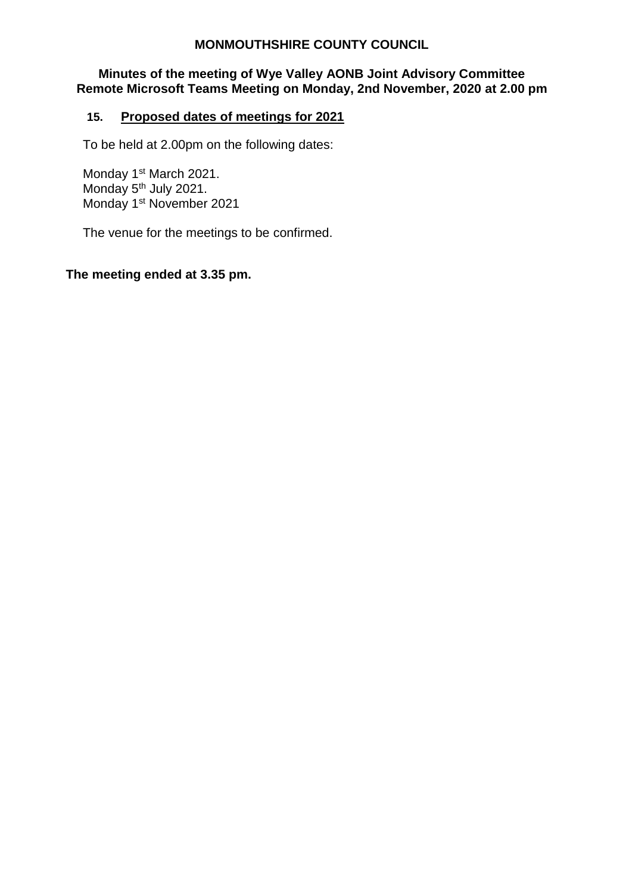**MONMOUTHSHIRE COUNTY COUNCIL**

**Minutes of the meeting of Wye Valley AONB Joint Advisory Committee Remote Microsoft Teams Meeting on Monday, 2nd November, 2020 at 2.00 pm**

**15. Proposed dates of meetings for 2021**

To be held at 2.00pm on the following dates:

Monday 1st March 2021.
Monday 5th July 2021.
Monday 1st November 2021

The venue for the meetings to be confirmed.

**The meeting ended at 3.35 pm.**